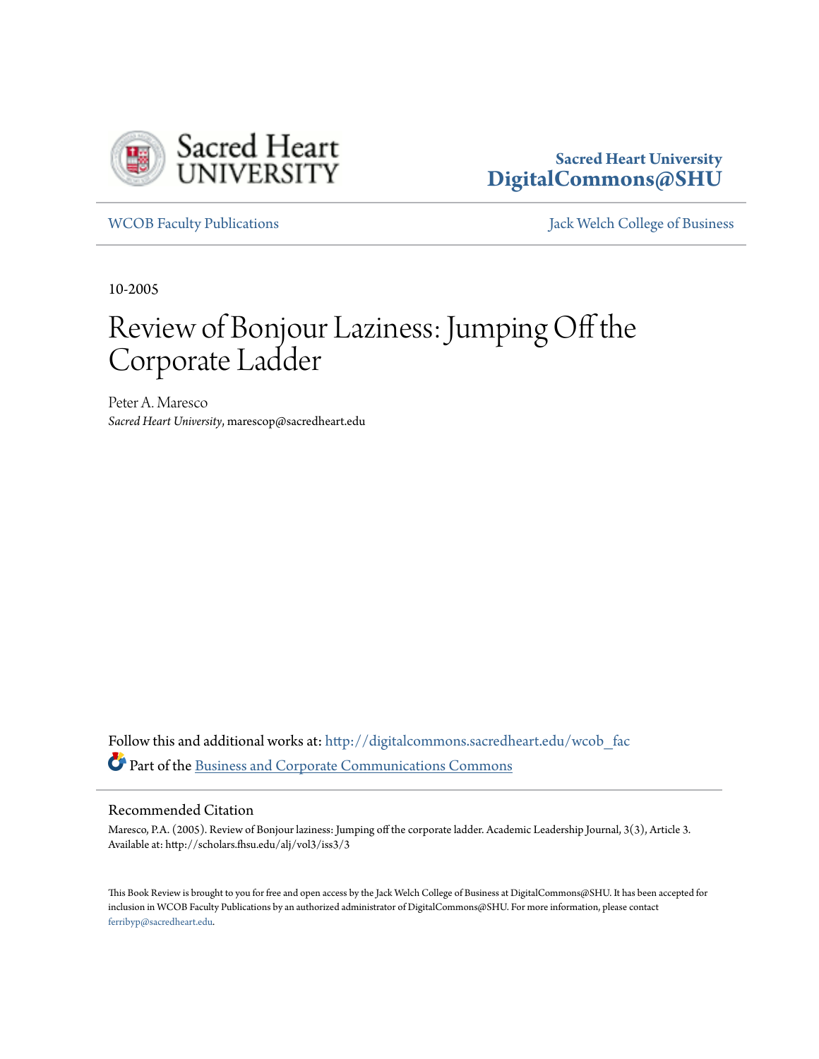Sacred Heart University
DigitalCommons@SHU

WCOB Faculty Publications | Jack Welch College of Business

10-2005

# Review of Bonjour Laziness: Jumping Off the Corporate Ladder

Peter A. Maresco
*Sacred Heart University*, marescop@sacredheart.edu

Follow this and additional works at: http://digitalcommons.sacredheart.edu/wcob_fac

Part of the Business and Corporate Communications Commons

## Recommended Citation

Maresco, P.A. (2005). Review of Bonjour laziness: Jumping off the corporate ladder. Academic Leadership Journal, 3(3), Article 3. Available at: http://scholars.fhsu.edu/alj/vol3/iss3/3

This Book Review is brought to you for free and open access by the Jack Welch College of Business at DigitalCommons@SHU. It has been accepted for inclusion in WCOB Faculty Publications by an authorized administrator of DigitalCommons@SHU. For more information, please contact ferribyp@sacredheart.edu.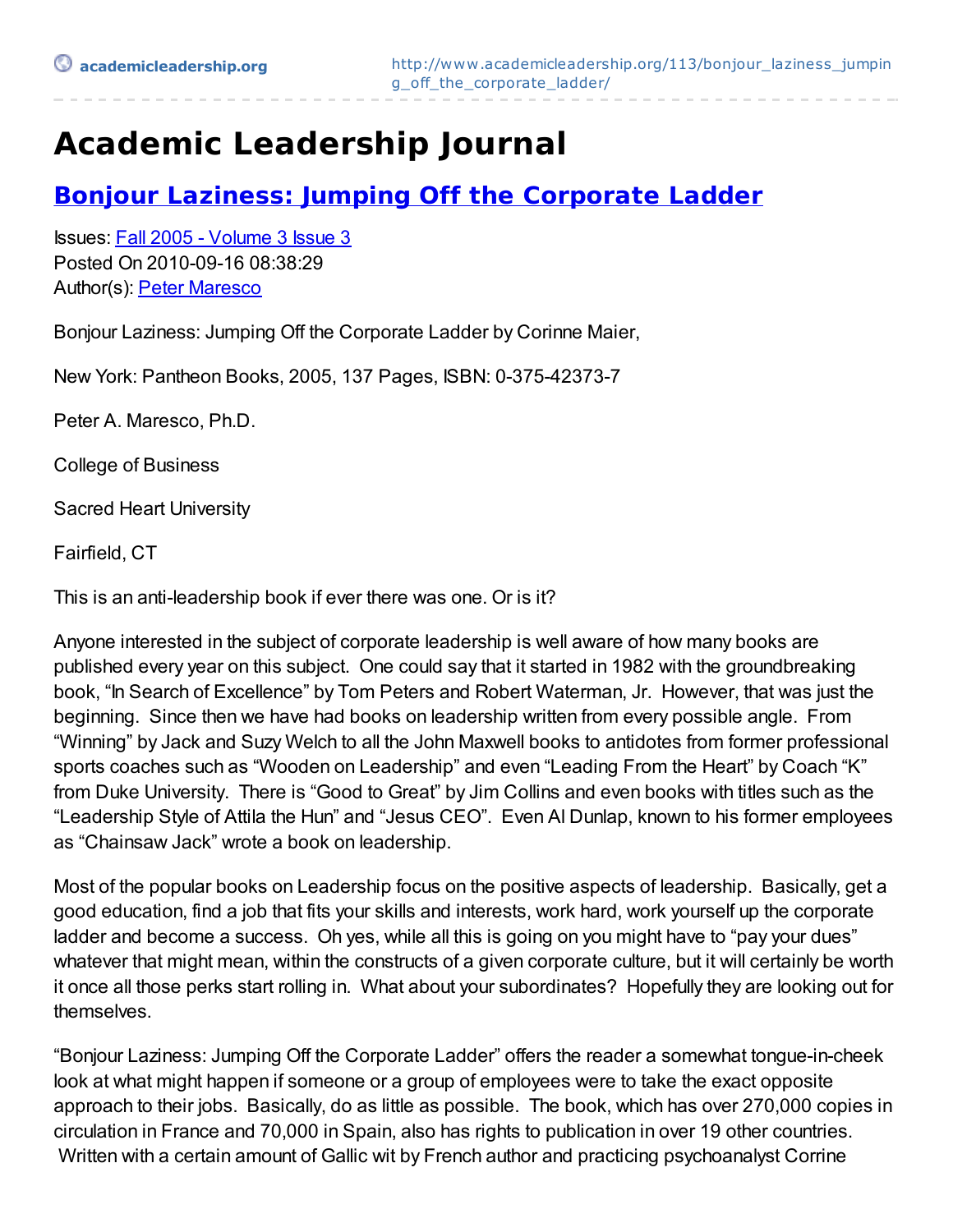# Academic Leadership Journal

## [Bonjour Laziness: Jumping Off the Corporate Ladder](http://www.academicleadership.org/113/bonjour_laziness_jumping_off_the_corporate_ladder/)

Issues: [Fall 2005 - Volume 3 Issue 3]()
Posted On 2010-09-16 08:38:29
Author(s): [Peter Maresco]()

Bonjour Laziness: Jumping Off the Corporate Ladder by Corinne Maier,

New York: Pantheon Books, 2005, 137 Pages, ISBN: 0-375-42373-7

Peter A. Maresco, Ph.D.

College of Business

Sacred Heart University

Fairfield, CT

This is an anti-leadership book if ever there was one. Or is it?

Anyone interested in the subject of corporate leadership is well aware of how many books are published every year on this subject. One could say that it started in 1982 with the groundbreaking book, "In Search of Excellence" by Tom Peters and Robert Waterman, Jr. However, that was just the beginning. Since then we have had books on leadership written from every possible angle. From "Winning" by Jack and Suzy Welch to all the John Maxwell books to antidotes from former professional sports coaches such as "Wooden on Leadership" and even "Leading From the Heart" by Coach "K" from Duke University. There is "Good to Great" by Jim Collins and even books with titles such as the "Leadership Style of Attila the Hun" and "Jesus CEO". Even Al Dunlap, known to his former employees as "Chainsaw Jack" wrote a book on leadership.

Most of the popular books on Leadership focus on the positive aspects of leadership. Basically, get a good education, find a job that fits your skills and interests, work hard, work yourself up the corporate ladder and become a success. Oh yes, while all this is going on you might have to "pay your dues" whatever that might mean, within the constructs of a given corporate culture, but it will certainly be worth it once all those perks start rolling in. What about your subordinates? Hopefully they are looking out for themselves.

"Bonjour Laziness: Jumping Off the Corporate Ladder" offers the reader a somewhat tongue-in-cheek look at what might happen if someone or a group of employees were to take the exact opposite approach to their jobs. Basically, do as little as possible. The book, which has over 270,000 copies in circulation in France and 70,000 in Spain, also has rights to publication in over 19 other countries. Written with a certain amount of Gallic wit by French author and practicing psychoanalyst Corrine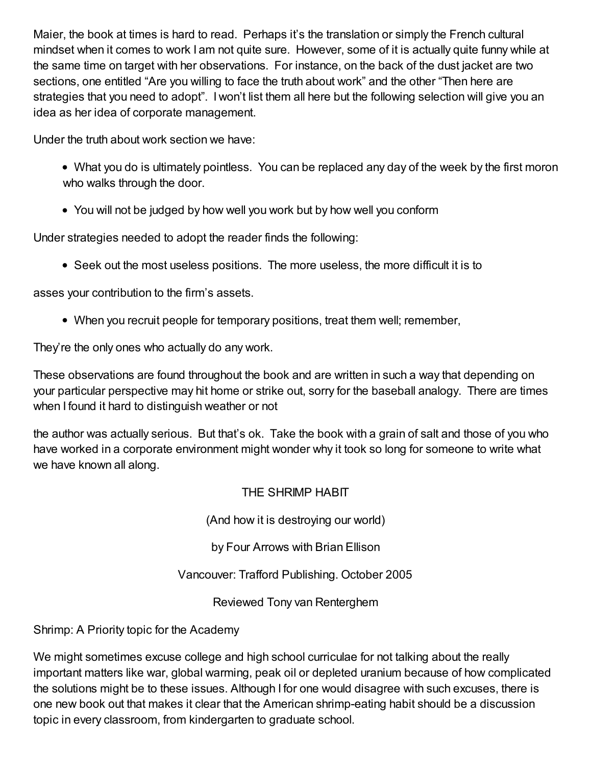Maier, the book at times is hard to read. Perhaps it's the translation or simply the French cultural mindset when it comes to work I am not quite sure. However, some of it is actually quite funny while at the same time on target with her observations. For instance, on the back of the dust jacket are two sections, one entitled "Are you willing to face the truth about work" and the other "Then here are strategies that you need to adopt". I won't list them all here but the following selection will give you an idea as her idea of corporate management.

Under the truth about work section we have:

- What you do is ultimately pointless. You can be replaced any day of the week by the first moron who walks through the door.
- You will not be judged by how well you work but by how well you conform

Under strategies needed to adopt the reader finds the following:

- Seek out the most useless positions. The more useless, the more difficult it is to

asses your contribution to the firm's assets.

- When you recruit people for temporary positions, treat them well; remember,

They're the only ones who actually do any work.

These observations are found throughout the book and are written in such a way that depending on your particular perspective may hit home or strike out, sorry for the baseball analogy. There are times when I found it hard to distinguish weather or not

the author was actually serious. But that's ok. Take the book with a grain of salt and those of you who have worked in a corporate environment might wonder why it took so long for someone to write what we have known all along.

THE SHRIMP HABIT

(And how it is destroying our world)

by Four Arrows with Brian Ellison

Vancouver: Trafford Publishing. October 2005

Reviewed Tony van Renterghem

Shrimp: A Priority topic for the Academy

We might sometimes excuse college and high school curriculae for not talking about the really important matters like war, global warming, peak oil or depleted uranium because of how complicated the solutions might be to these issues. Although I for one would disagree with such excuses, there is one new book out that makes it clear that the American shrimp-eating habit should be a discussion topic in every classroom, from kindergarten to graduate school.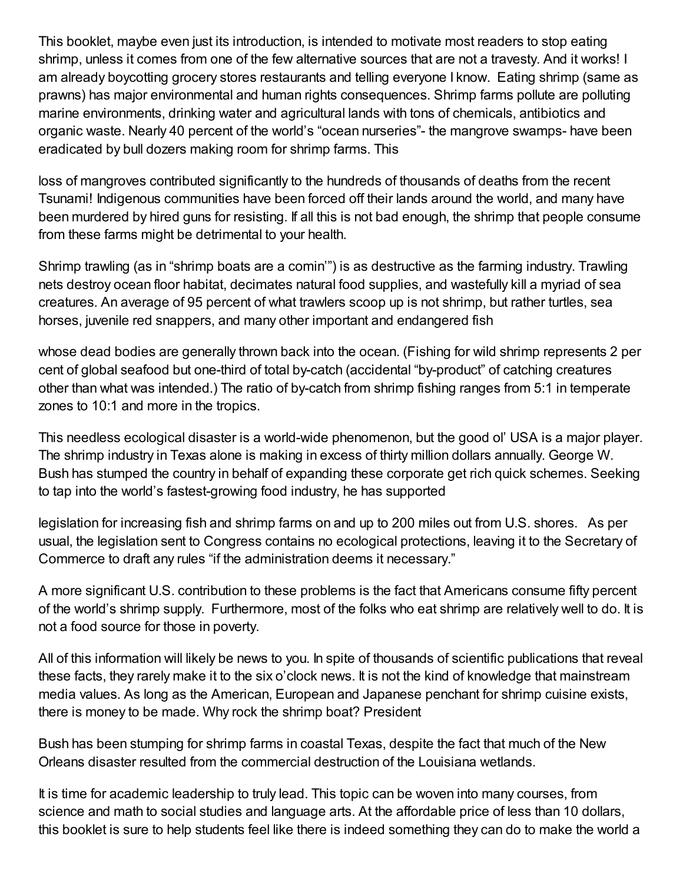This booklet, maybe even just its introduction, is intended to motivate most readers to stop eating shrimp, unless it comes from one of the few alternative sources that are not a travesty. And it works! I am already boycotting grocery stores restaurants and telling everyone I know. Eating shrimp (same as prawns) has major environmental and human rights consequences. Shrimp farms pollute are polluting marine environments, drinking water and agricultural lands with tons of chemicals, antibiotics and organic waste. Nearly 40 percent of the world's "ocean nurseries"- the mangrove swamps- have been eradicated by bull dozers making room for shrimp farms. This

loss of mangroves contributed significantly to the hundreds of thousands of deaths from the recent Tsunami! Indigenous communities have been forced off their lands around the world, and many have been murdered by hired guns for resisting. If all this is not bad enough, the shrimp that people consume from these farms might be detrimental to your health.

Shrimp trawling (as in "shrimp boats are a comin'") is as destructive as the farming industry. Trawling nets destroy ocean floor habitat, decimates natural food supplies, and wastefully kill a myriad of sea creatures. An average of 95 percent of what trawlers scoop up is not shrimp, but rather turtles, sea horses, juvenile red snappers, and many other important and endangered fish

whose dead bodies are generally thrown back into the ocean. (Fishing for wild shrimp represents 2 per cent of global seafood but one-third of total by-catch (accidental "by-product" of catching creatures other than what was intended.) The ratio of by-catch from shrimp fishing ranges from 5:1 in temperate zones to 10:1 and more in the tropics.

This needless ecological disaster is a world-wide phenomenon, but the good ol' USA is a major player. The shrimp industry in Texas alone is making in excess of thirty million dollars annually. George W. Bush has stumped the country in behalf of expanding these corporate get rich quick schemes. Seeking to tap into the world's fastest-growing food industry, he has supported

legislation for increasing fish and shrimp farms on and up to 200 miles out from U.S. shores. As per usual, the legislation sent to Congress contains no ecological protections, leaving it to the Secretary of Commerce to draft any rules "if the administration deems it necessary."

A more significant U.S. contribution to these problems is the fact that Americans consume fifty percent of the world's shrimp supply. Furthermore, most of the folks who eat shrimp are relatively well to do. It is not a food source for those in poverty.

All of this information will likely be news to you. In spite of thousands of scientific publications that reveal these facts, they rarely make it to the six o'clock news. It is not the kind of knowledge that mainstream media values. As long as the American, European and Japanese penchant for shrimp cuisine exists, there is money to be made. Why rock the shrimp boat? President

Bush has been stumping for shrimp farms in coastal Texas, despite the fact that much of the New Orleans disaster resulted from the commercial destruction of the Louisiana wetlands.

It is time for academic leadership to truly lead. This topic can be woven into many courses, from science and math to social studies and language arts. At the affordable price of less than 10 dollars, this booklet is sure to help students feel like there is indeed something they can do to make the world a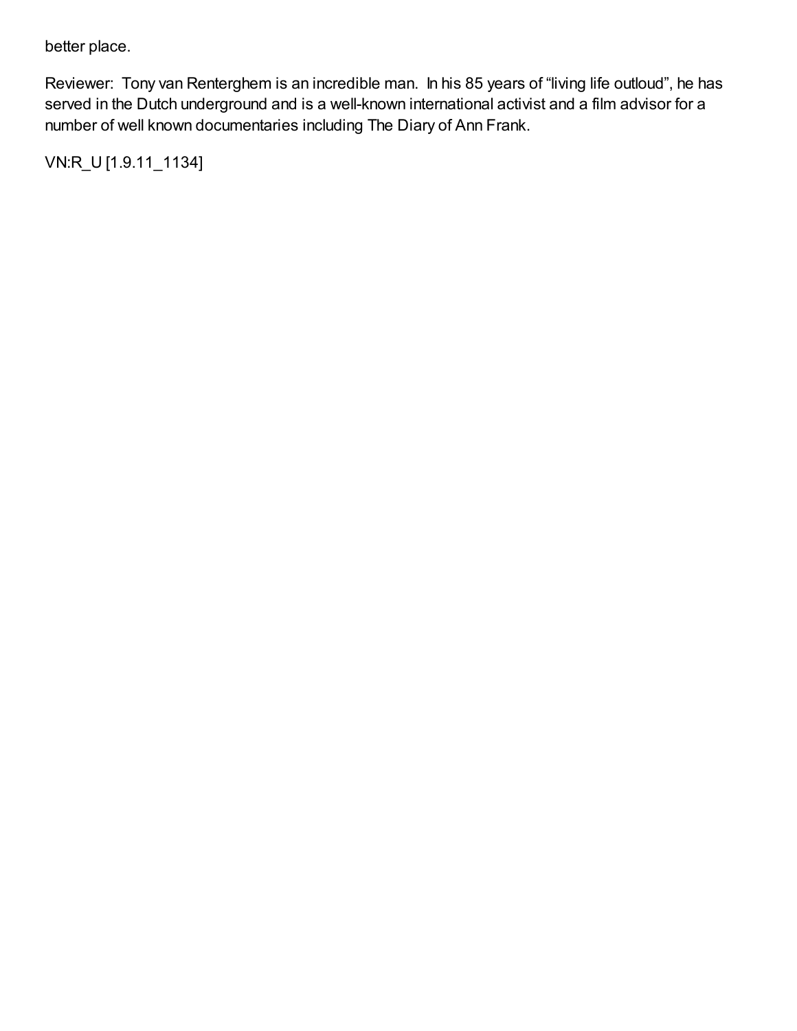better place.

Reviewer: Tony van Renterghem is an incredible man. In his 85 years of "living life outloud", he has served in the Dutch underground and is a well-known international activist and a film advisor for a number of well known documentaries including The Diary of Ann Frank.

VN:R_U [1.9.11_1134]